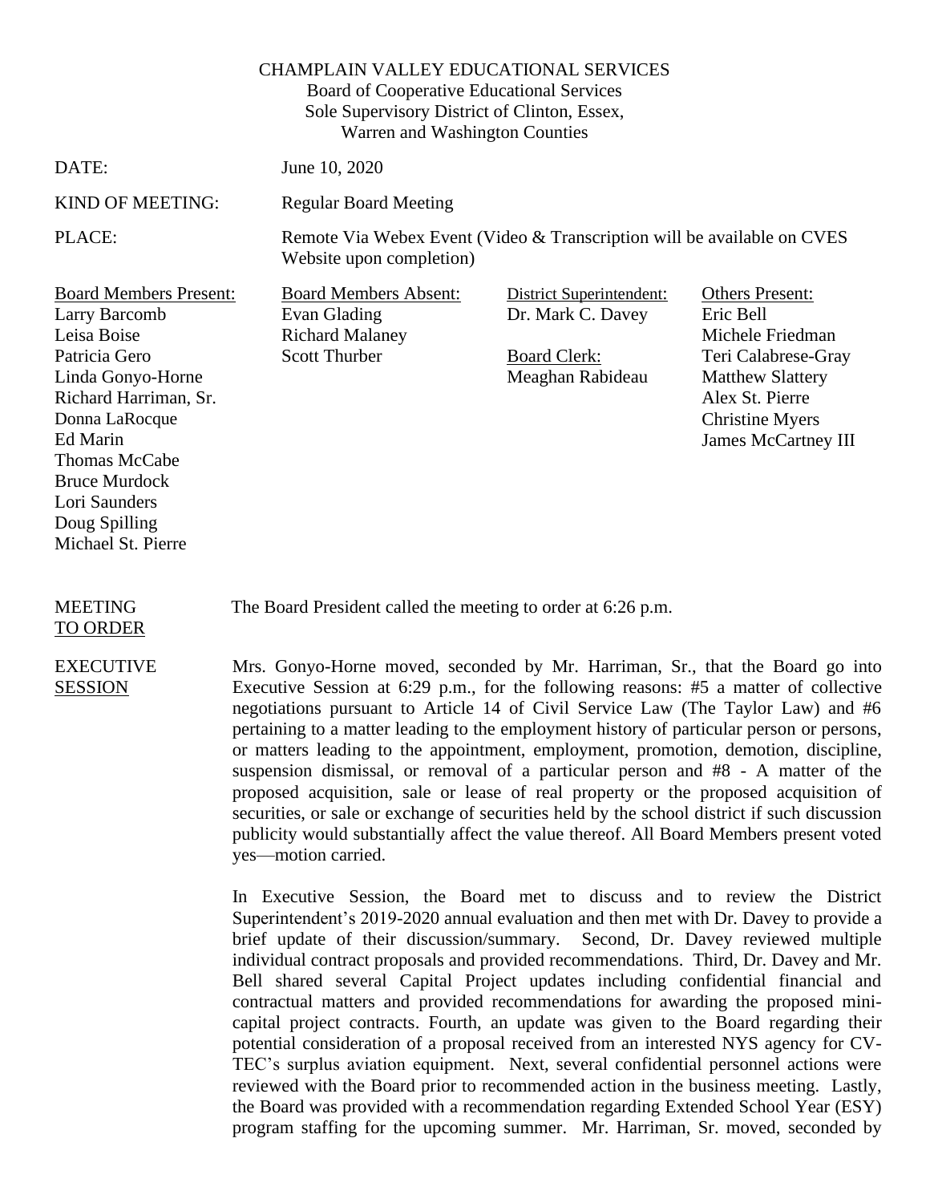CHAMPLAIN VALLEY EDUCATIONAL SERVICES
Board of Cooperative Educational Services
Sole Supervisory District of Clinton, Essex,
Warren and Washington Counties

DATE: June 10, 2020

KIND OF MEETING: Regular Board Meeting

PLACE: Remote Via Webex Event (Video & Transcription will be available on CVES Website upon completion)

| Board Members Present: | Board Members Absent: | District Superintendent: | Others Present: |
|---|---|---|---|
| Larry Barcomb | Evan Glading | Dr. Mark C. Davey | Eric Bell |
| Leisa Boise | Richard Malaney | | Michele Friedman |
| Patricia Gero | Scott Thurber | Board Clerk: | Teri Calabrese-Gray |
| Linda Gonyo-Horne | | Meaghan Rabideau | Matthew Slattery |
| Richard Harriman, Sr. | | | Alex St. Pierre |
| Donna LaRocque | | | Christine Myers |
| Ed Marin | | | James McCartney III |
| Thomas McCabe | | | |
| Bruce Murdock | | | |
| Lori Saunders | | | |
| Doug Spilling | | | |
| Michael St. Pierre | | | |

**MEETING TO ORDER**

The Board President called the meeting to order at 6:26 p.m.

**EXECUTIVE SESSION**

Mrs. Gonyo-Horne moved, seconded by Mr. Harriman, Sr., that the Board go into Executive Session at 6:29 p.m., for the following reasons: #5 a matter of collective negotiations pursuant to Article 14 of Civil Service Law (The Taylor Law) and #6 pertaining to a matter leading to the employment history of particular person or persons, or matters leading to the appointment, employment, promotion, demotion, discipline, suspension dismissal, or removal of a particular person and #8 - A matter of the proposed acquisition, sale or lease of real property or the proposed acquisition of securities, or sale or exchange of securities held by the school district if such discussion publicity would substantially affect the value thereof. All Board Members present voted yes—motion carried.

In Executive Session, the Board met to discuss and to review the District Superintendent's 2019-2020 annual evaluation and then met with Dr. Davey to provide a brief update of their discussion/summary. Second, Dr. Davey reviewed multiple individual contract proposals and provided recommendations. Third, Dr. Davey and Mr. Bell shared several Capital Project updates including confidential financial and contractual matters and provided recommendations for awarding the proposed mini-capital project contracts. Fourth, an update was given to the Board regarding their potential consideration of a proposal received from an interested NYS agency for CV-TEC's surplus aviation equipment. Next, several confidential personnel actions were reviewed with the Board prior to recommended action in the business meeting. Lastly, the Board was provided with a recommendation regarding Extended School Year (ESY) program staffing for the upcoming summer. Mr. Harriman, Sr. moved, seconded by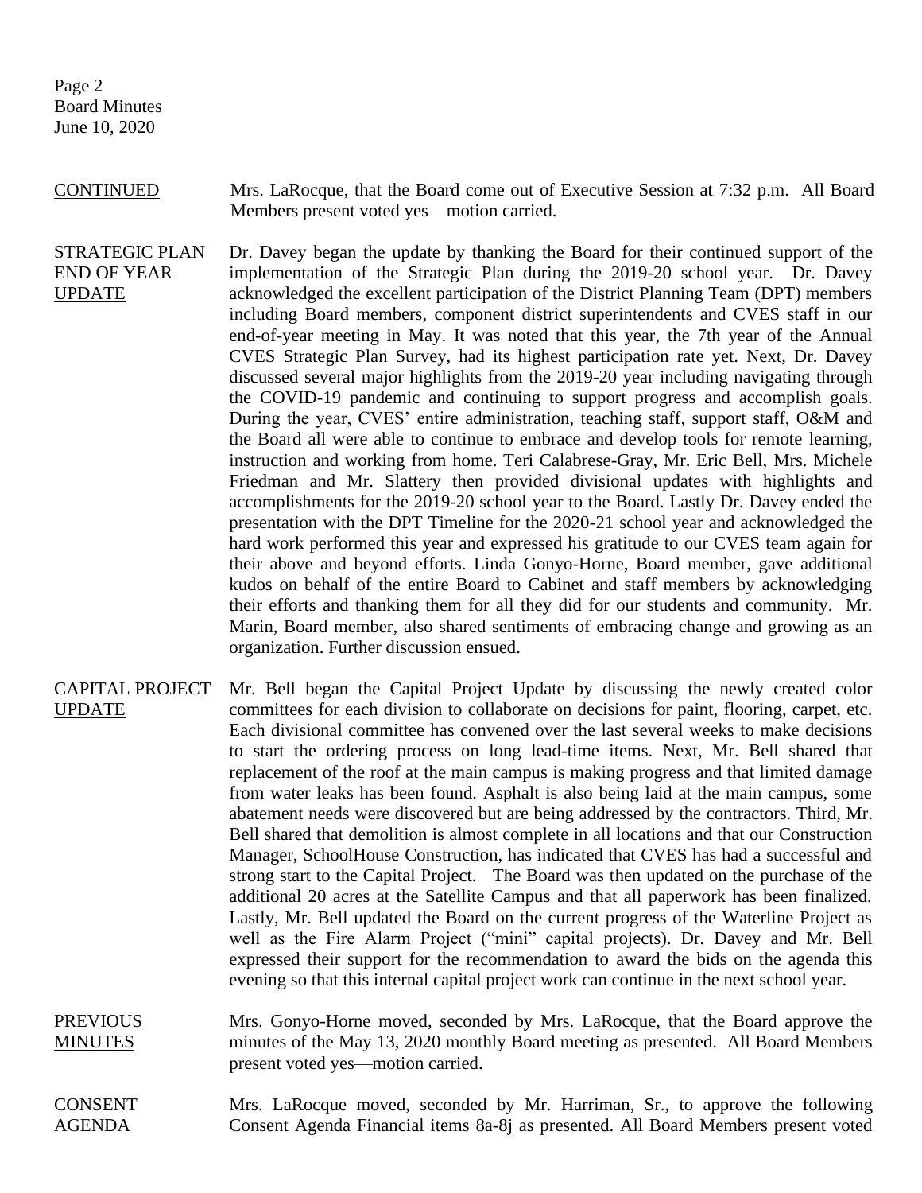**CONTINUED** Mrs. LaRocque, that the Board come out of Executive Session at 7:32 p.m. All Board Members present voted yes—motion carried.

**STRATEGIC PLAN END OF YEAR UPDATE** Dr. Davey began the update by thanking the Board for their continued support of the implementation of the Strategic Plan during the 2019-20 school year. Dr. Davey acknowledged the excellent participation of the District Planning Team (DPT) members including Board members, component district superintendents and CVES staff in our end-of-year meeting in May. It was noted that this year, the 7th year of the Annual CVES Strategic Plan Survey, had its highest participation rate yet. Next, Dr. Davey discussed several major highlights from the 2019-20 year including navigating through the COVID-19 pandemic and continuing to support progress and accomplish goals. During the year, CVES' entire administration, teaching staff, support staff, O&M and the Board all were able to continue to embrace and develop tools for remote learning, instruction and working from home. Teri Calabrese-Gray, Mr. Eric Bell, Mrs. Michele Friedman and Mr. Slattery then provided divisional updates with highlights and accomplishments for the 2019-20 school year to the Board. Lastly Dr. Davey ended the presentation with the DPT Timeline for the 2020-21 school year and acknowledged the hard work performed this year and expressed his gratitude to our CVES team again for their above and beyond efforts. Linda Gonyo-Horne, Board member, gave additional kudos on behalf of the entire Board to Cabinet and staff members by acknowledging their efforts and thanking them for all they did for our students and community. Mr. Marin, Board member, also shared sentiments of embracing change and growing as an organization. Further discussion ensued.

**CAPITAL PROJECT UPDATE** Mr. Bell began the Capital Project Update by discussing the newly created color committees for each division to collaborate on decisions for paint, flooring, carpet, etc. Each divisional committee has convened over the last several weeks to make decisions to start the ordering process on long lead-time items. Next, Mr. Bell shared that replacement of the roof at the main campus is making progress and that limited damage from water leaks has been found. Asphalt is also being laid at the main campus, some abatement needs were discovered but are being addressed by the contractors. Third, Mr. Bell shared that demolition is almost complete in all locations and that our Construction Manager, SchoolHouse Construction, has indicated that CVES has had a successful and strong start to the Capital Project. The Board was then updated on the purchase of the additional 20 acres at the Satellite Campus and that all paperwork has been finalized. Lastly, Mr. Bell updated the Board on the current progress of the Waterline Project as well as the Fire Alarm Project ("mini" capital projects). Dr. Davey and Mr. Bell expressed their support for the recommendation to award the bids on the agenda this evening so that this internal capital project work can continue in the next school year.

**PREVIOUS MINUTES** Mrs. Gonyo-Horne moved, seconded by Mrs. LaRocque, that the Board approve the minutes of the May 13, 2020 monthly Board meeting as presented. All Board Members present voted yes—motion carried.

**CONSENT AGENDA** Mrs. LaRocque moved, seconded by Mr. Harriman, Sr., to approve the following Consent Agenda Financial items 8a-8j as presented. All Board Members present voted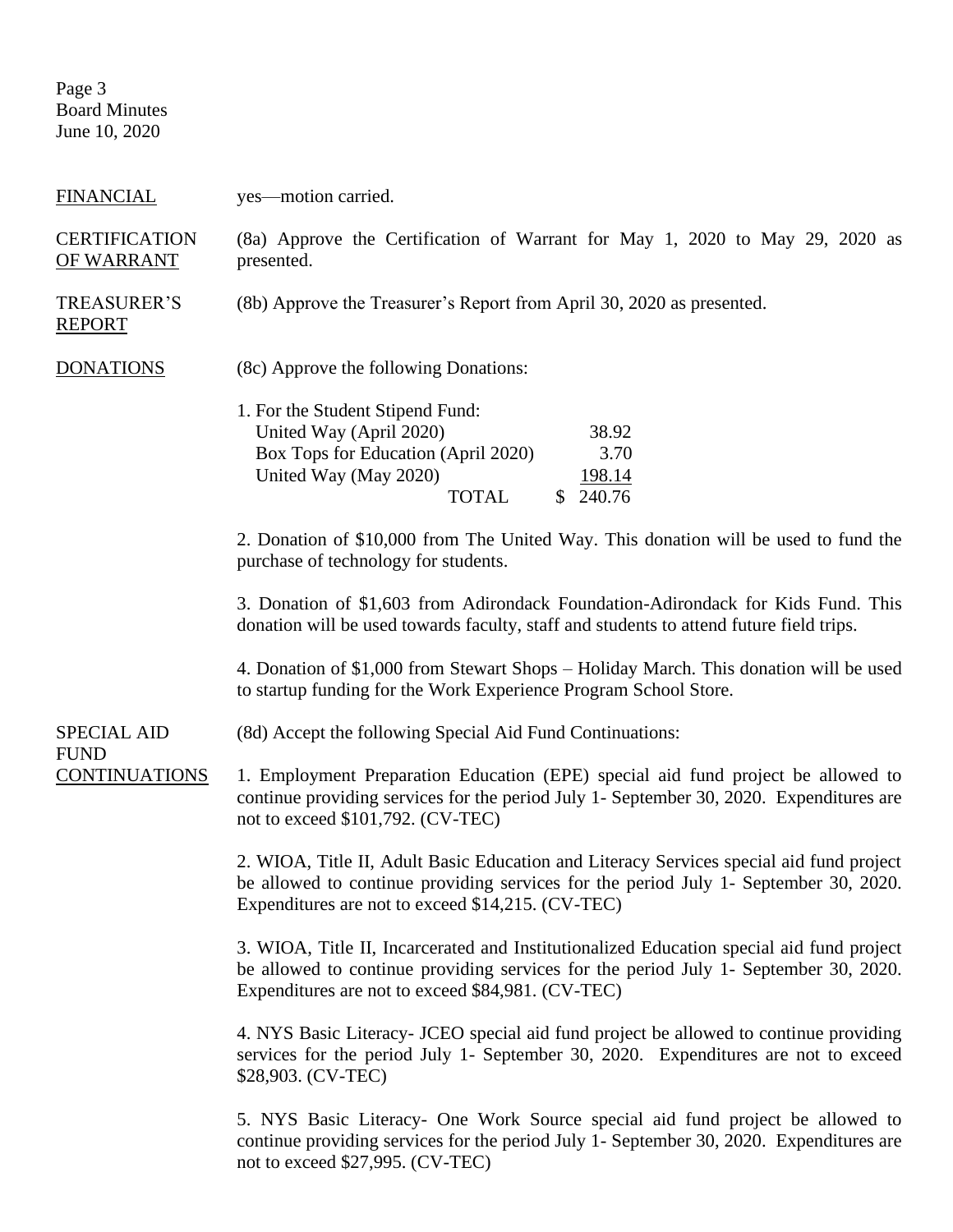FINANCIAL yes—motion carried.

CERTIFICATION OF WARRANT (8a) Approve the Certification of Warrant for May 1, 2020 to May 29, 2020 as presented.

TREASURER'S REPORT (8b) Approve the Treasurer's Report from April 30, 2020 as presented.

DONATIONS (8c) Approve the following Donations:

1. For the Student Stipend Fund:

| | |
|---|---|
| United Way (April 2020) | 38.92 |
| Box Tops for Education (April 2020) | 3.70 |
| United Way (May 2020) | 198.14 |
| TOTAL | $ 240.76 |

2. Donation of $10,000 from The United Way. This donation will be used to fund the purchase of technology for students.

3. Donation of $1,603 from Adirondack Foundation-Adirondack for Kids Fund. This donation will be used towards faculty, staff and students to attend future field trips.

4. Donation of $1,000 from Stewart Shops – Holiday March. This donation will be used to startup funding for the Work Experience Program School Store.

SPECIAL AID FUND CONTINUATIONS (8d) Accept the following Special Aid Fund Continuations:

1. Employment Preparation Education (EPE) special aid fund project be allowed to continue providing services for the period July 1- September 30, 2020. Expenditures are not to exceed $101,792. (CV-TEC)

2. WIOA, Title II, Adult Basic Education and Literacy Services special aid fund project be allowed to continue providing services for the period July 1- September 30, 2020. Expenditures are not to exceed $14,215. (CV-TEC)

3. WIOA, Title II, Incarcerated and Institutionalized Education special aid fund project be allowed to continue providing services for the period July 1- September 30, 2020. Expenditures are not to exceed $84,981. (CV-TEC)

4. NYS Basic Literacy- JCEO special aid fund project be allowed to continue providing services for the period July 1- September 30, 2020. Expenditures are not to exceed $28,903. (CV-TEC)

5. NYS Basic Literacy- One Work Source special aid fund project be allowed to continue providing services for the period July 1- September 30, 2020. Expenditures are not to exceed $27,995. (CV-TEC)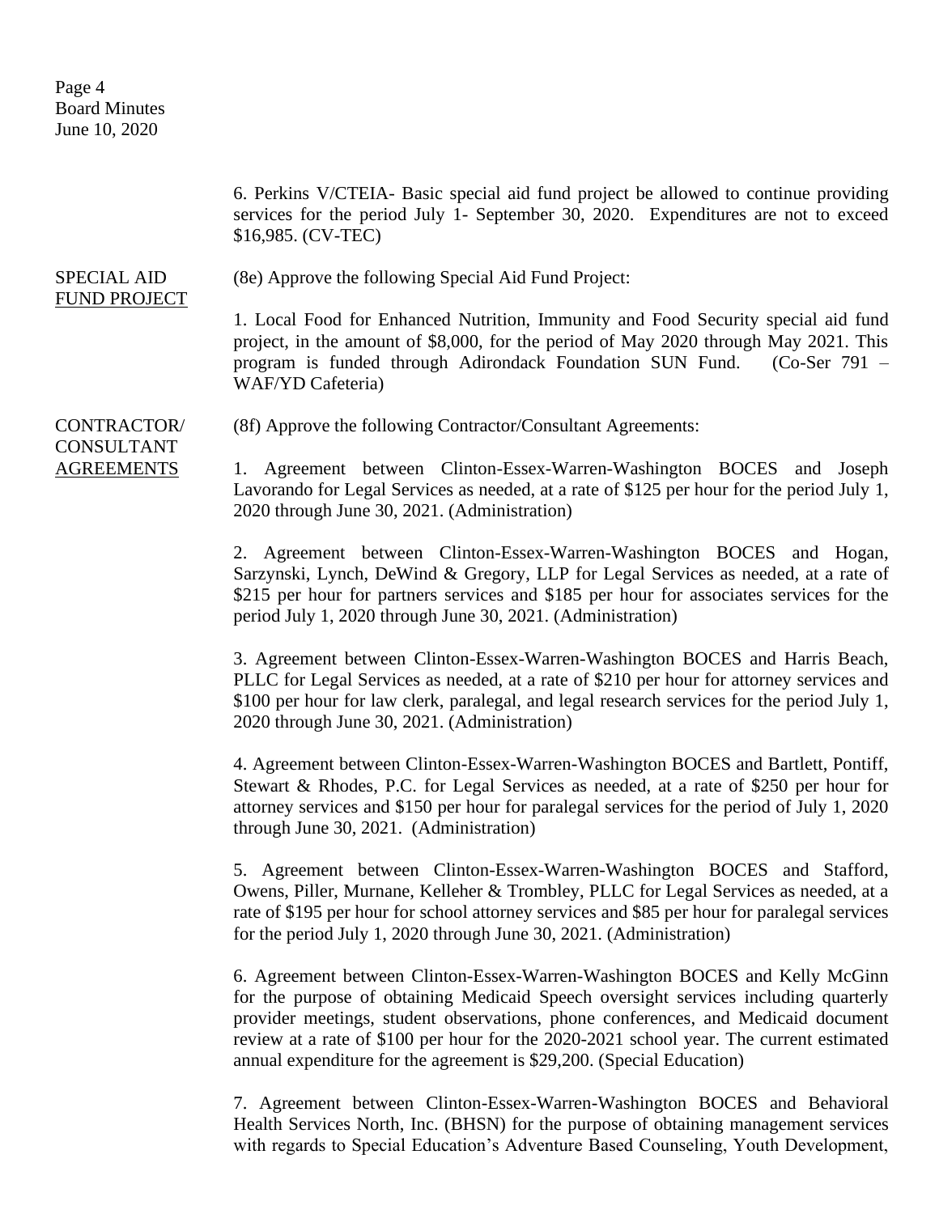6. Perkins V/CTEIA- Basic special aid fund project be allowed to continue providing services for the period July 1- September 30, 2020. Expenditures are not to exceed $16,985. (CV-TEC)

SPECIAL AID FUND PROJECT

(8e) Approve the following Special Aid Fund Project:

1. Local Food for Enhanced Nutrition, Immunity and Food Security special aid fund project, in the amount of $8,000, for the period of May 2020 through May 2021. This program is funded through Adirondack Foundation SUN Fund. (Co-Ser 791 – WAF/YD Cafeteria)

CONTRACTOR/ CONSULTANT AGREEMENTS

(8f) Approve the following Contractor/Consultant Agreements:

1. Agreement between Clinton-Essex-Warren-Washington BOCES and Joseph Lavorando for Legal Services as needed, at a rate of $125 per hour for the period July 1, 2020 through June 30, 2021. (Administration)

2. Agreement between Clinton-Essex-Warren-Washington BOCES and Hogan, Sarzynski, Lynch, DeWind & Gregory, LLP for Legal Services as needed, at a rate of $215 per hour for partners services and $185 per hour for associates services for the period July 1, 2020 through June 30, 2021. (Administration)

3. Agreement between Clinton-Essex-Warren-Washington BOCES and Harris Beach, PLLC for Legal Services as needed, at a rate of $210 per hour for attorney services and $100 per hour for law clerk, paralegal, and legal research services for the period July 1, 2020 through June 30, 2021. (Administration)

4. Agreement between Clinton-Essex-Warren-Washington BOCES and Bartlett, Pontiff, Stewart & Rhodes, P.C. for Legal Services as needed, at a rate of $250 per hour for attorney services and $150 per hour for paralegal services for the period of July 1, 2020 through June 30, 2021. (Administration)

5. Agreement between Clinton-Essex-Warren-Washington BOCES and Stafford, Owens, Piller, Murnane, Kelleher & Trombley, PLLC for Legal Services as needed, at a rate of $195 per hour for school attorney services and $85 per hour for paralegal services for the period July 1, 2020 through June 30, 2021. (Administration)

6. Agreement between Clinton-Essex-Warren-Washington BOCES and Kelly McGinn for the purpose of obtaining Medicaid Speech oversight services including quarterly provider meetings, student observations, phone conferences, and Medicaid document review at a rate of $100 per hour for the 2020-2021 school year. The current estimated annual expenditure for the agreement is $29,200. (Special Education)

7. Agreement between Clinton-Essex-Warren-Washington BOCES and Behavioral Health Services North, Inc. (BHSN) for the purpose of obtaining management services with regards to Special Education's Adventure Based Counseling, Youth Development,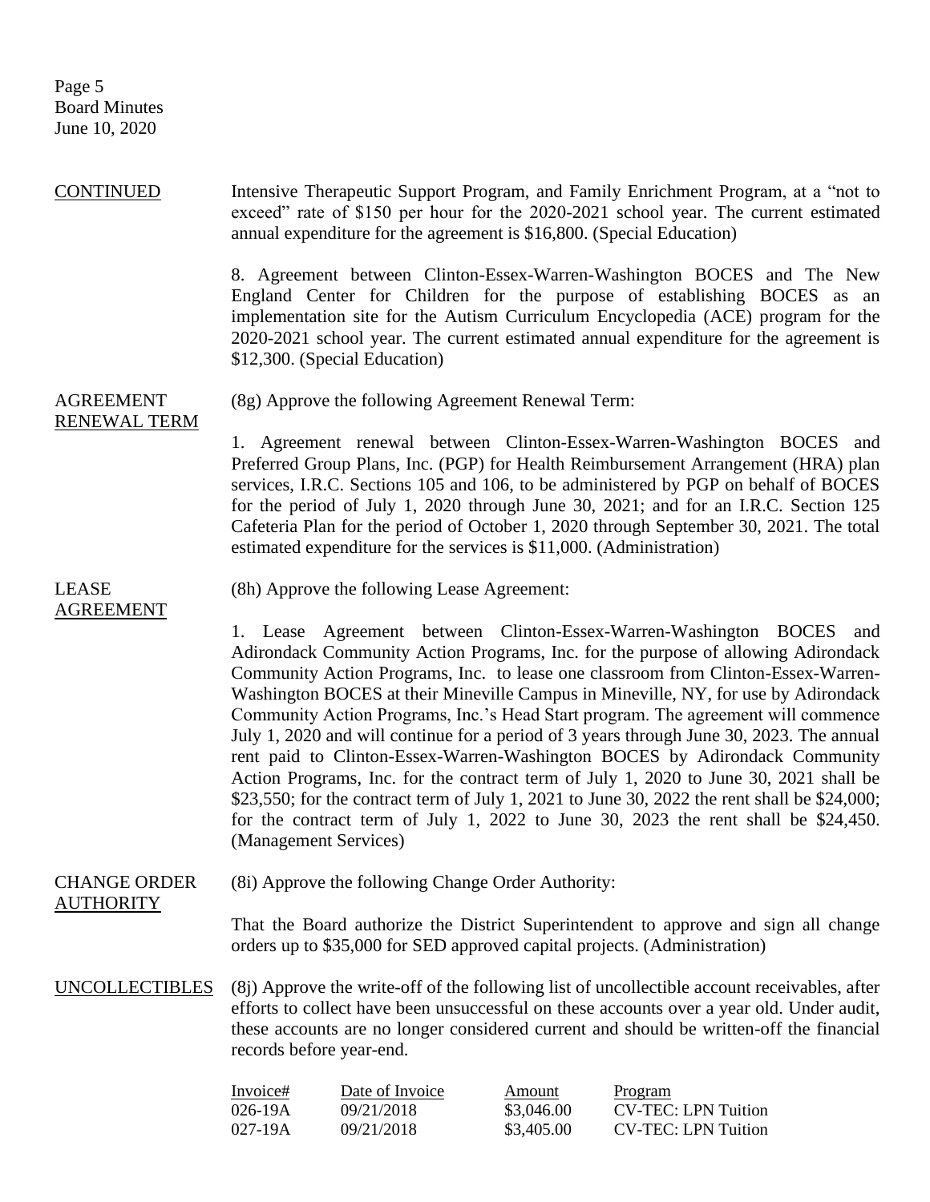CONTINUED

Intensive Therapeutic Support Program, and Family Enrichment Program, at a "not to exceed" rate of $150 per hour for the 2020-2021 school year. The current estimated annual expenditure for the agreement is $16,800. (Special Education)

8. Agreement between Clinton-Essex-Warren-Washington BOCES and The New England Center for Children for the purpose of establishing BOCES as an implementation site for the Autism Curriculum Encyclopedia (ACE) program for the 2020-2021 school year. The current estimated annual expenditure for the agreement is $12,300. (Special Education)

AGREEMENT RENEWAL TERM

(8g) Approve the following Agreement Renewal Term:

1. Agreement renewal between Clinton-Essex-Warren-Washington BOCES and Preferred Group Plans, Inc. (PGP) for Health Reimbursement Arrangement (HRA) plan services, I.R.C. Sections 105 and 106, to be administered by PGP on behalf of BOCES for the period of July 1, 2020 through June 30, 2021; and for an I.R.C. Section 125 Cafeteria Plan for the period of October 1, 2020 through September 30, 2021. The total estimated expenditure for the services is $11,000. (Administration)

LEASE AGREEMENT

(8h) Approve the following Lease Agreement:

1. Lease Agreement between Clinton-Essex-Warren-Washington BOCES and Adirondack Community Action Programs, Inc. for the purpose of allowing Adirondack Community Action Programs, Inc. to lease one classroom from Clinton-Essex-Warren-Washington BOCES at their Mineville Campus in Mineville, NY, for use by Adirondack Community Action Programs, Inc.'s Head Start program. The agreement will commence July 1, 2020 and will continue for a period of 3 years through June 30, 2023. The annual rent paid to Clinton-Essex-Warren-Washington BOCES by Adirondack Community Action Programs, Inc. for the contract term of July 1, 2020 to June 30, 2021 shall be $23,550; for the contract term of July 1, 2021 to June 30, 2022 the rent shall be $24,000; for the contract term of July 1, 2022 to June 30, 2023 the rent shall be $24,450. (Management Services)

CHANGE ORDER AUTHORITY

(8i) Approve the following Change Order Authority:

That the Board authorize the District Superintendent to approve and sign all change orders up to $35,000 for SED approved capital projects. (Administration)

UNCOLLECTIBLES

(8j) Approve the write-off of the following list of uncollectible account receivables, after efforts to collect have been unsuccessful on these accounts over a year old. Under audit, these accounts are no longer considered current and should be written-off the financial records before year-end.

| Invoice# | Date of Invoice | Amount | Program |
|---|---|---|---|
| 026-19A | 09/21/2018 | $3,046.00 | CV-TEC: LPN Tuition |
| 027-19A | 09/21/2018 | $3,405.00 | CV-TEC: LPN Tuition |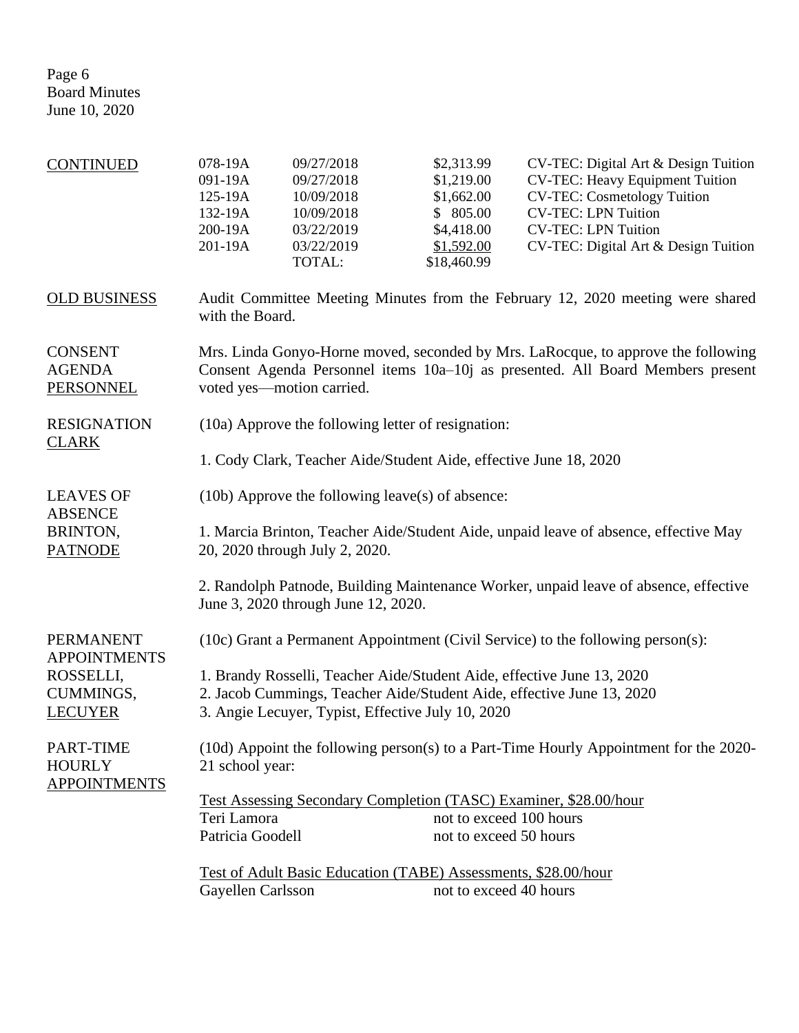CONTINUED

| | | | |
|---|---|---|---|
| 078-19A | 09/27/2018 | $2,313.99 | CV-TEC: Digital Art & Design Tuition |
| 091-19A | 09/27/2018 | $1,219.00 | CV-TEC: Heavy Equipment Tuition |
| 125-19A | 10/09/2018 | $1,662.00 | CV-TEC: Cosmetology Tuition |
| 132-19A | 10/09/2018 | $ 805.00 | CV-TEC: LPN Tuition |
| 200-19A | 03/22/2019 | $4,418.00 | CV-TEC: LPN Tuition |
| 201-19A | 03/22/2019 | $1,592.00 | CV-TEC: Digital Art & Design Tuition |
| | TOTAL: | $18,460.99 | |

OLD BUSINESS

Audit Committee Meeting Minutes from the February 12, 2020 meeting were shared with the Board.

CONSENT AGENDA PERSONNEL

Mrs. Linda Gonyo-Horne moved, seconded by Mrs. LaRocque, to approve the following Consent Agenda Personnel items 10a–10j as presented. All Board Members present voted yes—motion carried.

RESIGNATION CLARK

(10a) Approve the following letter of resignation:

1. Cody Clark, Teacher Aide/Student Aide, effective June 18, 2020

LEAVES OF ABSENCE BRINTON, PATNODE

(10b) Approve the following leave(s) of absence:

1. Marcia Brinton, Teacher Aide/Student Aide, unpaid leave of absence, effective May 20, 2020 through July 2, 2020.

2. Randolph Patnode, Building Maintenance Worker, unpaid leave of absence, effective June 3, 2020 through June 12, 2020.

PERMANENT APPOINTMENTS ROSSELLI, CUMMINGS, LECUYER

(10c) Grant a Permanent Appointment (Civil Service) to the following person(s):

1. Brandy Rosselli, Teacher Aide/Student Aide, effective June 13, 2020
2. Jacob Cummings, Teacher Aide/Student Aide, effective June 13, 2020
3. Angie Lecuyer, Typist, Effective July 10, 2020

PART-TIME HOURLY APPOINTMENTS

(10d) Appoint the following person(s) to a Part-Time Hourly Appointment for the 2020-21 school year:

Test Assessing Secondary Completion (TASC) Examiner, $28.00/hour

| | |
|---|---|
| Teri Lamora | not to exceed 100 hours |
| Patricia Goodell | not to exceed 50 hours |

Test of Adult Basic Education (TABE) Assessments, $28.00/hour

| | |
|---|---|
| Gayellen Carlsson | not to exceed 40 hours |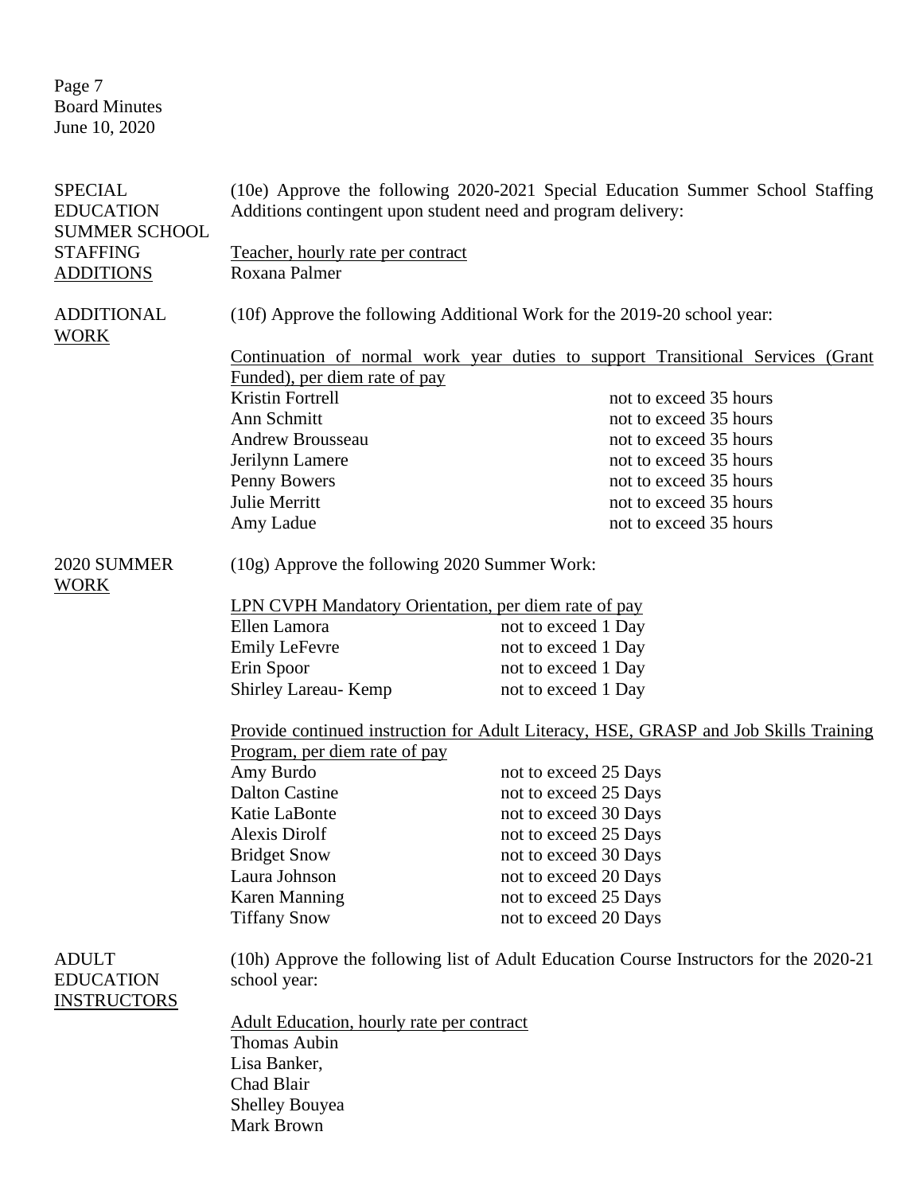**SPECIAL EDUCATION SUMMER SCHOOL STAFFING ADDITIONS**

(10e) Approve the following 2020-2021 Special Education Summer School Staffing Additions contingent upon student need and program delivery:

Teacher, hourly rate per contract
Roxana Palmer

**ADDITIONAL WORK**

(10f) Approve the following Additional Work for the 2019-20 school year:

Continuation of normal work year duties to support Transitional Services (Grant Funded), per diem rate of pay

| | |
|---|---|
| Kristin Fortrell | not to exceed 35 hours |
| Ann Schmitt | not to exceed 35 hours |
| Andrew Brousseau | not to exceed 35 hours |
| Jerilynn Lamere | not to exceed 35 hours |
| Penny Bowers | not to exceed 35 hours |
| Julie Merritt | not to exceed 35 hours |
| Amy Ladue | not to exceed 35 hours |

**2020 SUMMER WORK**

(10g) Approve the following 2020 Summer Work:

LPN CVPH Mandatory Orientation, per diem rate of pay

| | |
|---|---|
| Ellen Lamora | not to exceed 1 Day |
| Emily LeFevre | not to exceed 1 Day |
| Erin Spoor | not to exceed 1 Day |
| Shirley Lareau- Kemp | not to exceed 1 Day |

Provide continued instruction for Adult Literacy, HSE, GRASP and Job Skills Training Program, per diem rate of pay

| | |
|---|---|
| Amy Burdo | not to exceed 25 Days |
| Dalton Castine | not to exceed 25 Days |
| Katie LaBonte | not to exceed 30 Days |
| Alexis Dirolf | not to exceed 25 Days |
| Bridget Snow | not to exceed 30 Days |
| Laura Johnson | not to exceed 20 Days |
| Karen Manning | not to exceed 25 Days |
| Tiffany Snow | not to exceed 20 Days |

**ADULT EDUCATION INSTRUCTORS**

(10h) Approve the following list of Adult Education Course Instructors for the 2020-21 school year:

Adult Education, hourly rate per contract
Thomas Aubin
Lisa Banker,
Chad Blair
Shelley Bouyea
Mark Brown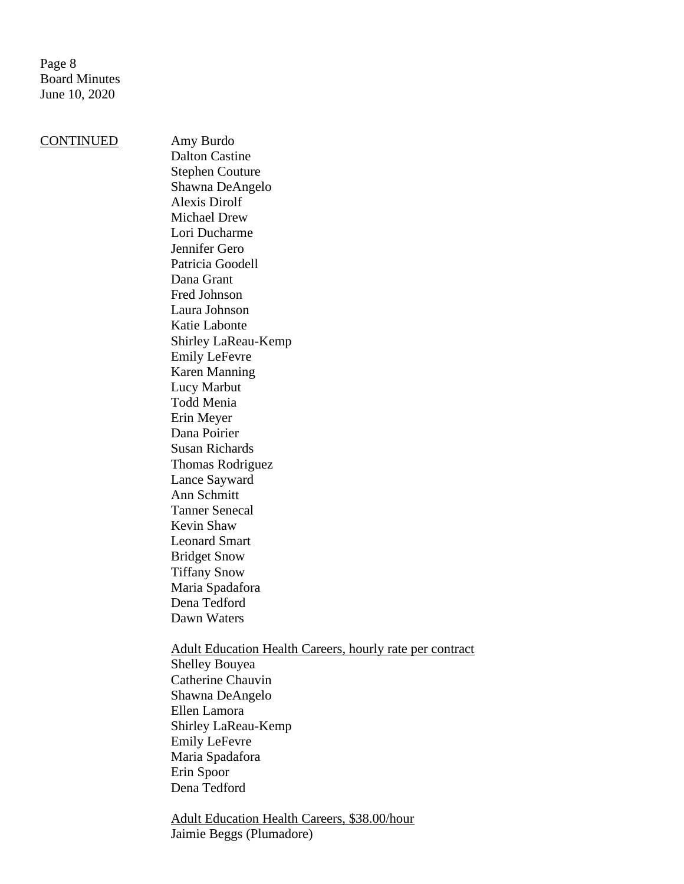<u>CONTINUED</u>

Amy Burdo
Dalton Castine
Stephen Couture
Shawna DeAngelo
Alexis Dirolf
Michael Drew
Lori Ducharme
Jennifer Gero
Patricia Goodell
Dana Grant
Fred Johnson
Laura Johnson
Katie Labonte
Shirley LaReau-Kemp
Emily LeFevre
Karen Manning
Lucy Marbut
Todd Menia
Erin Meyer
Dana Poirier
Susan Richards
Thomas Rodriguez
Lance Sayward
Ann Schmitt
Tanner Senecal
Kevin Shaw
Leonard Smart
Bridget Snow
Tiffany Snow
Maria Spadafora
Dena Tedford
Dawn Waters

<u>Adult Education Health Careers, hourly rate per contract</u>
Shelley Bouyea
Catherine Chauvin
Shawna DeAngelo
Ellen Lamora
Shirley LaReau-Kemp
Emily LeFevre
Maria Spadafora
Erin Spoor
Dena Tedford

<u>Adult Education Health Careers, $38.00/hour</u>
Jaimie Beggs (Plumadore)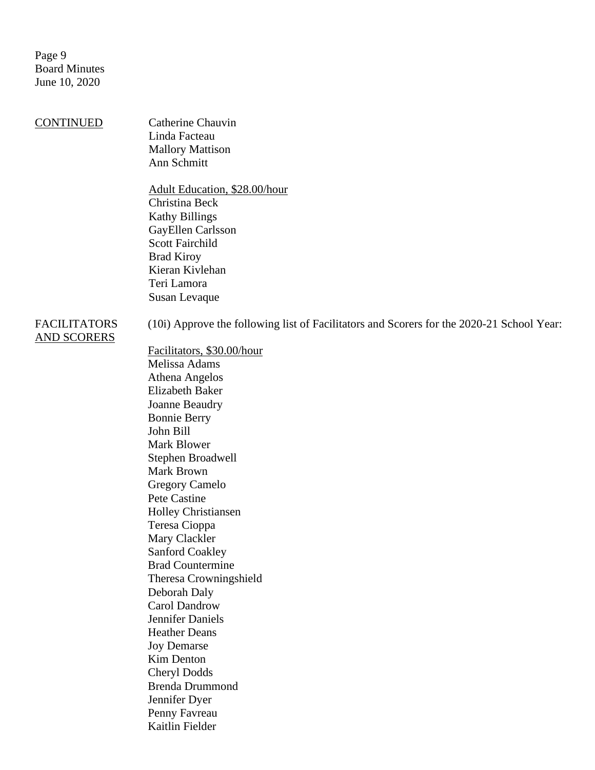CONTINUED

Catherine Chauvin
Linda Facteau
Mallory Mattison
Ann Schmitt

Adult Education, $28.00/hour
Christina Beck
Kathy Billings
GayEllen Carlsson
Scott Fairchild
Brad Kiroy
Kieran Kivlehan
Teri Lamora
Susan Levaque

FACILITATORS AND SCORERS

(10i) Approve the following list of Facilitators and Scorers for the 2020-21 School Year:

Facilitators, $30.00/hour
Melissa Adams
Athena Angelos
Elizabeth Baker
Joanne Beaudry
Bonnie Berry
John Bill
Mark Blower
Stephen Broadwell
Mark Brown
Gregory Camelo
Pete Castine
Holley Christiansen
Teresa Cioppa
Mary Clackler
Sanford Coakley
Brad Countermine
Theresa Crowningshield
Deborah Daly
Carol Dandrow
Jennifer Daniels
Heather Deans
Joy Demarse
Kim Denton
Cheryl Dodds
Brenda Drummond
Jennifer Dyer
Penny Favreau
Kaitlin Fielder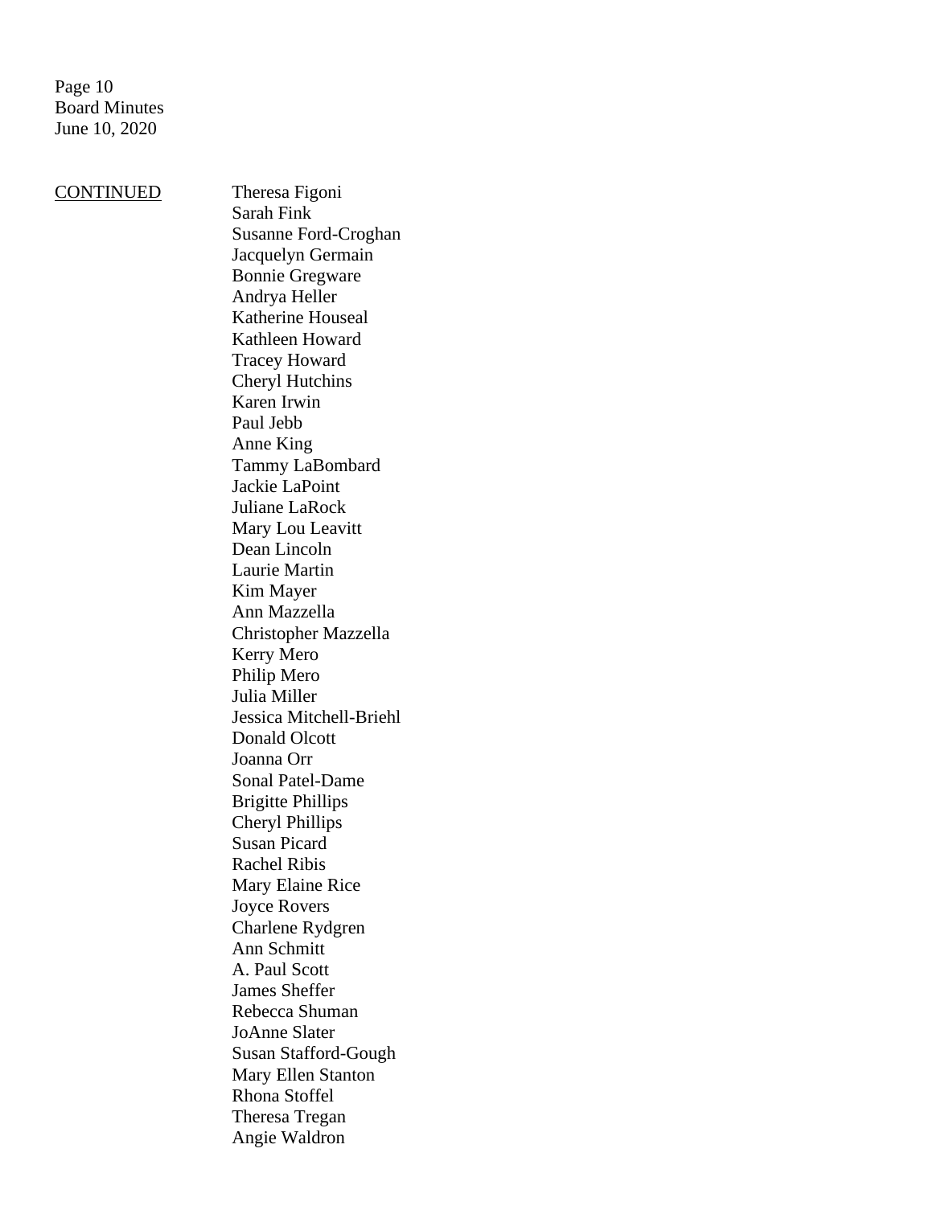<u>CONTINUED</u>

Theresa Figoni
Sarah Fink
Susanne Ford-Croghan
Jacquelyn Germain
Bonnie Gregware
Andrya Heller
Katherine Houseal
Kathleen Howard
Tracey Howard
Cheryl Hutchins
Karen Irwin
Paul Jebb
Anne King
Tammy LaBombard
Jackie LaPoint
Juliane LaRock
Mary Lou Leavitt
Dean Lincoln
Laurie Martin
Kim Mayer
Ann Mazzella
Christopher Mazzella
Kerry Mero
Philip Mero
Julia Miller
Jessica Mitchell-Briehl
Donald Olcott
Joanna Orr
Sonal Patel-Dame
Brigitte Phillips
Cheryl Phillips
Susan Picard
Rachel Ribis
Mary Elaine Rice
Joyce Rovers
Charlene Rydgren
Ann Schmitt
A. Paul Scott
James Sheffer
Rebecca Shuman
JoAnne Slater
Susan Stafford-Gough
Mary Ellen Stanton
Rhona Stoffel
Theresa Tregan
Angie Waldron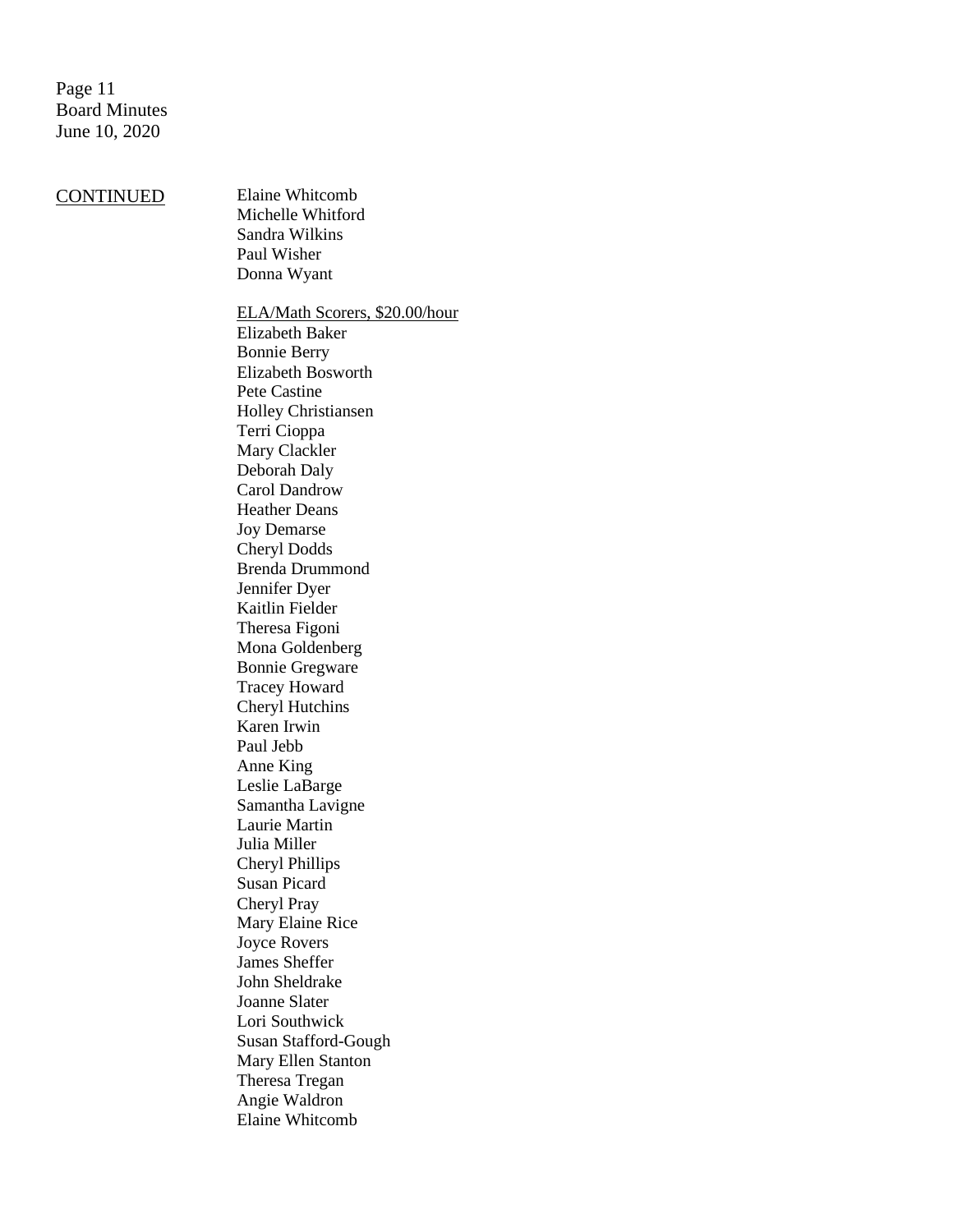<u>CONTINUED</u>

Elaine Whitcomb
Michelle Whitford
Sandra Wilkins
Paul Wisher
Donna Wyant

<u>ELA/Math Scorers, $20.00/hour</u>

Elizabeth Baker
Bonnie Berry
Elizabeth Bosworth
Pete Castine
Holley Christiansen
Terri Cioppa
Mary Clackler
Deborah Daly
Carol Dandrow
Heather Deans
Joy Demarse
Cheryl Dodds
Brenda Drummond
Jennifer Dyer
Kaitlin Fielder
Theresa Figoni
Mona Goldenberg
Bonnie Gregware
Tracey Howard
Cheryl Hutchins
Karen Irwin
Paul Jebb
Anne King
Leslie LaBarge
Samantha Lavigne
Laurie Martin
Julia Miller
Cheryl Phillips
Susan Picard
Cheryl Pray
Mary Elaine Rice
Joyce Rovers
James Sheffer
John Sheldrake
Joanne Slater
Lori Southwick
Susan Stafford-Gough
Mary Ellen Stanton
Theresa Tregan
Angie Waldron
Elaine Whitcomb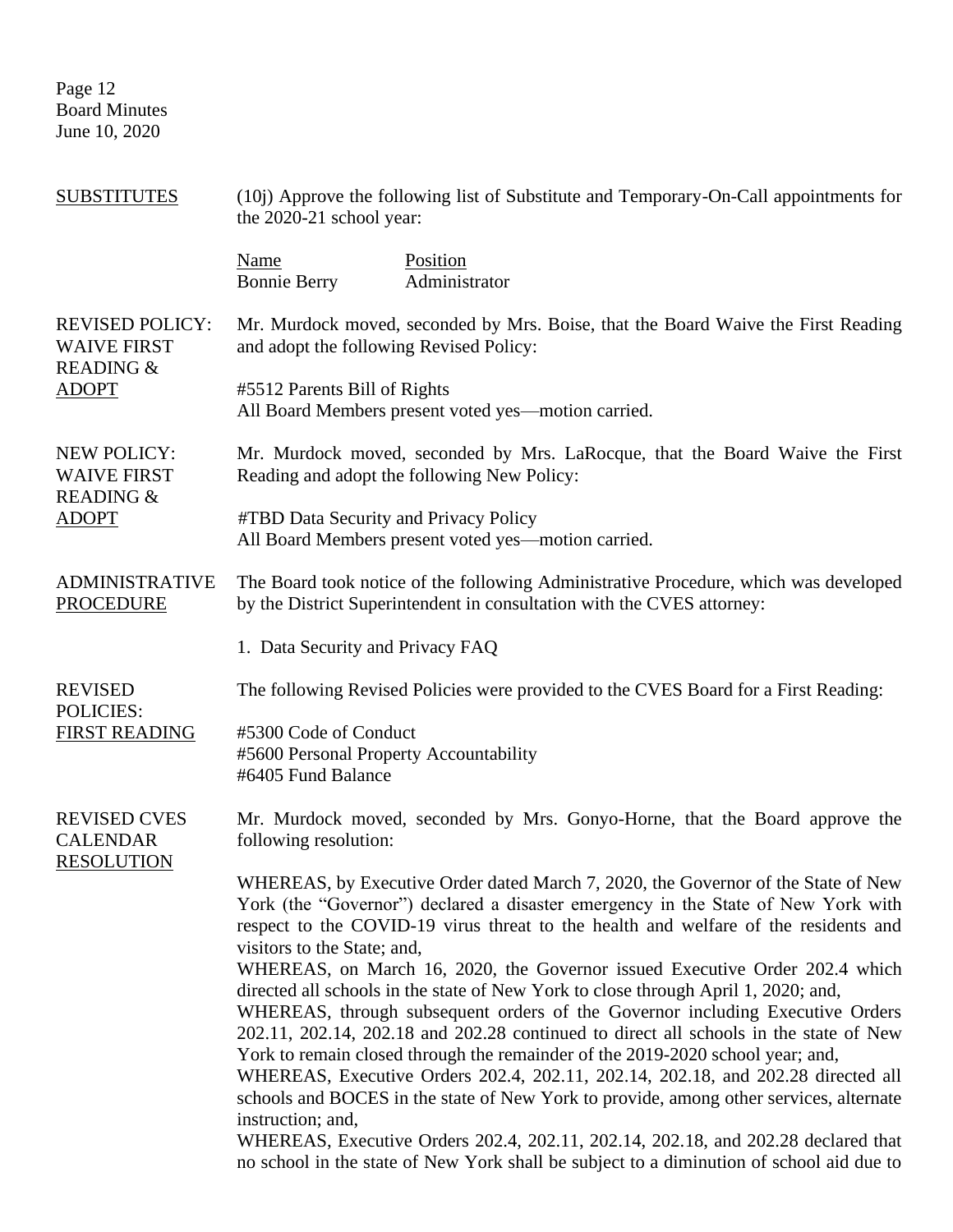**SUBSTITUTES**

(10j) Approve the following list of Substitute and Temporary-On-Call appointments for the 2020-21 school year:

| Name | Position |
| --- | --- |
| Bonnie Berry | Administrator |

**REVISED POLICY: WAIVE FIRST READING & ADOPT**

Mr. Murdock moved, seconded by Mrs. Boise, that the Board Waive the First Reading and adopt the following Revised Policy:

#5512 Parents Bill of Rights
All Board Members present voted yes—motion carried.

**NEW POLICY: WAIVE FIRST READING & ADOPT**

Mr. Murdock moved, seconded by Mrs. LaRocque, that the Board Waive the First Reading and adopt the following New Policy:

#TBD Data Security and Privacy Policy
All Board Members present voted yes—motion carried.

**ADMINISTRATIVE PROCEDURE**

The Board took notice of the following Administrative Procedure, which was developed by the District Superintendent in consultation with the CVES attorney:

1. Data Security and Privacy FAQ

**REVISED POLICIES: FIRST READING**

The following Revised Policies were provided to the CVES Board for a First Reading:

#5300 Code of Conduct
#5600 Personal Property Accountability
#6405 Fund Balance

**REVISED CVES CALENDAR RESOLUTION**

Mr. Murdock moved, seconded by Mrs. Gonyo-Horne, that the Board approve the following resolution:

WHEREAS, by Executive Order dated March 7, 2020, the Governor of the State of New York (the "Governor") declared a disaster emergency in the State of New York with respect to the COVID-19 virus threat to the health and welfare of the residents and visitors to the State; and,
WHEREAS, on March 16, 2020, the Governor issued Executive Order 202.4 which directed all schools in the state of New York to close through April 1, 2020; and,
WHEREAS, through subsequent orders of the Governor including Executive Orders 202.11, 202.14, 202.18 and 202.28 continued to direct all schools in the state of New York to remain closed through the remainder of the 2019-2020 school year; and,
WHEREAS, Executive Orders 202.4, 202.11, 202.14, 202.18, and 202.28 directed all schools and BOCES in the state of New York to provide, among other services, alternate instruction; and,
WHEREAS, Executive Orders 202.4, 202.11, 202.14, 202.18, and 202.28 declared that no school in the state of New York shall be subject to a diminution of school aid due to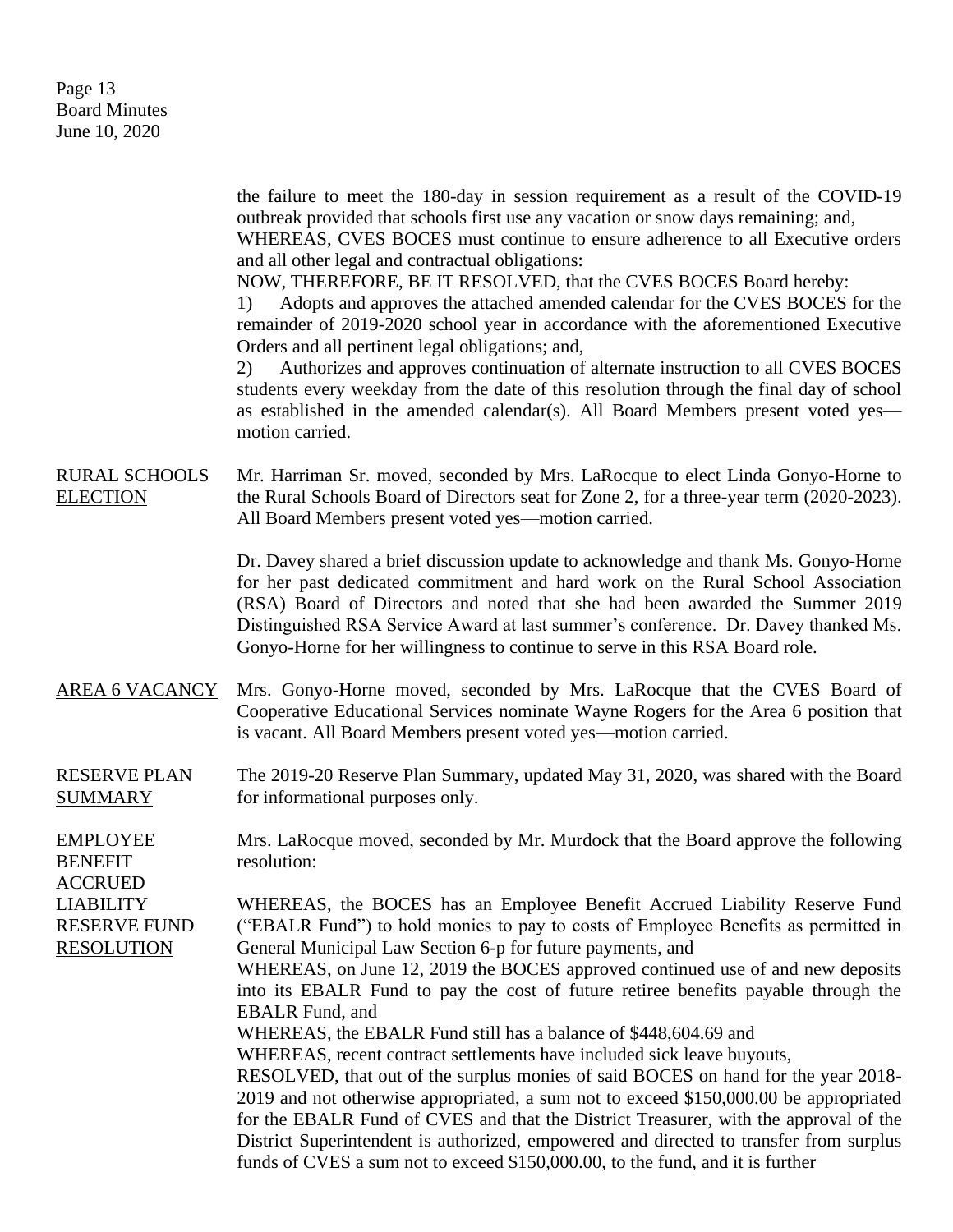the failure to meet the 180-day in session requirement as a result of the COVID-19 outbreak provided that schools first use any vacation or snow days remaining; and,
WHEREAS, CVES BOCES must continue to ensure adherence to all Executive orders and all other legal and contractual obligations:
NOW, THEREFORE, BE IT RESOLVED, that the CVES BOCES Board hereby:
1) Adopts and approves the attached amended calendar for the CVES BOCES for the remainder of 2019-2020 school year in accordance with the aforementioned Executive Orders and all pertinent legal obligations; and,
2) Authorizes and approves continuation of alternate instruction to all CVES BOCES students every weekday from the date of this resolution through the final day of school as established in the amended calendar(s). All Board Members present voted yes—motion carried.

**RURAL SCHOOLS ELECTION**

Mr. Harriman Sr. moved, seconded by Mrs. LaRocque to elect Linda Gonyo-Horne to the Rural Schools Board of Directors seat for Zone 2, for a three-year term (2020-2023). All Board Members present voted yes—motion carried.

Dr. Davey shared a brief discussion update to acknowledge and thank Ms. Gonyo-Horne for her past dedicated commitment and hard work on the Rural School Association (RSA) Board of Directors and noted that she had been awarded the Summer 2019 Distinguished RSA Service Award at last summer's conference. Dr. Davey thanked Ms. Gonyo-Horne for her willingness to continue to serve in this RSA Board role.

**AREA 6 VACANCY**

Mrs. Gonyo-Horne moved, seconded by Mrs. LaRocque that the CVES Board of Cooperative Educational Services nominate Wayne Rogers for the Area 6 position that is vacant. All Board Members present voted yes—motion carried.

**RESERVE PLAN SUMMARY**

The 2019-20 Reserve Plan Summary, updated May 31, 2020, was shared with the Board for informational purposes only.

**EMPLOYEE BENEFIT ACCRUED LIABILITY RESERVE FUND RESOLUTION**

Mrs. LaRocque moved, seconded by Mr. Murdock that the Board approve the following resolution:

WHEREAS, the BOCES has an Employee Benefit Accrued Liability Reserve Fund ("EBALR Fund") to hold monies to pay to costs of Employee Benefits as permitted in General Municipal Law Section 6-p for future payments, and
WHEREAS, on June 12, 2019 the BOCES approved continued use of and new deposits into its EBALR Fund to pay the cost of future retiree benefits payable through the EBALR Fund, and
WHEREAS, the EBALR Fund still has a balance of $448,604.69 and
WHEREAS, recent contract settlements have included sick leave buyouts,
RESOLVED, that out of the surplus monies of said BOCES on hand for the year 2018-2019 and not otherwise appropriated, a sum not to exceed $150,000.00 be appropriated for the EBALR Fund of CVES and that the District Treasurer, with the approval of the District Superintendent is authorized, empowered and directed to transfer from surplus funds of CVES a sum not to exceed $150,000.00, to the fund, and it is further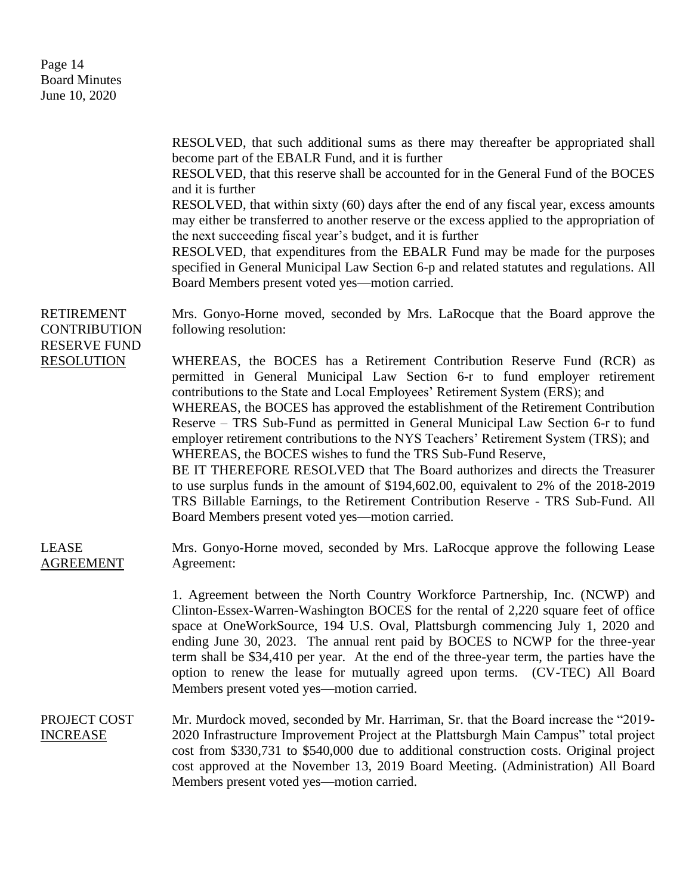RESOLVED, that such additional sums as there may thereafter be appropriated shall become part of the EBALR Fund, and it is further

RESOLVED, that this reserve shall be accounted for in the General Fund of the BOCES and it is further

RESOLVED, that within sixty (60) days after the end of any fiscal year, excess amounts may either be transferred to another reserve or the excess applied to the appropriation of the next succeeding fiscal year's budget, and it is further

RESOLVED, that expenditures from the EBALR Fund may be made for the purposes specified in General Municipal Law Section 6-p and related statutes and regulations. All Board Members present voted yes—motion carried.

**RETIREMENT CONTRIBUTION RESERVE FUND RESOLUTION**

Mrs. Gonyo-Horne moved, seconded by Mrs. LaRocque that the Board approve the following resolution:

WHEREAS, the BOCES has a Retirement Contribution Reserve Fund (RCR) as permitted in General Municipal Law Section 6-r to fund employer retirement contributions to the State and Local Employees' Retirement System (ERS); and

WHEREAS, the BOCES has approved the establishment of the Retirement Contribution Reserve – TRS Sub-Fund as permitted in General Municipal Law Section 6-r to fund employer retirement contributions to the NYS Teachers' Retirement System (TRS); and

WHEREAS, the BOCES wishes to fund the TRS Sub-Fund Reserve,

BE IT THEREFORE RESOLVED that The Board authorizes and directs the Treasurer to use surplus funds in the amount of $194,602.00, equivalent to 2% of the 2018-2019 TRS Billable Earnings, to the Retirement Contribution Reserve - TRS Sub-Fund. All Board Members present voted yes—motion carried.

**LEASE AGREEMENT**

Mrs. Gonyo-Horne moved, seconded by Mrs. LaRocque approve the following Lease Agreement:

1. Agreement between the North Country Workforce Partnership, Inc. (NCWP) and Clinton-Essex-Warren-Washington BOCES for the rental of 2,220 square feet of office space at OneWorkSource, 194 U.S. Oval, Plattsburgh commencing July 1, 2020 and ending June 30, 2023. The annual rent paid by BOCES to NCWP for the three-year term shall be $34,410 per year. At the end of the three-year term, the parties have the option to renew the lease for mutually agreed upon terms. (CV-TEC) All Board Members present voted yes—motion carried.

**PROJECT COST INCREASE**

Mr. Murdock moved, seconded by Mr. Harriman, Sr. that the Board increase the "2019-2020 Infrastructure Improvement Project at the Plattsburgh Main Campus" total project cost from $330,731 to $540,000 due to additional construction costs. Original project cost approved at the November 13, 2019 Board Meeting. (Administration) All Board Members present voted yes—motion carried.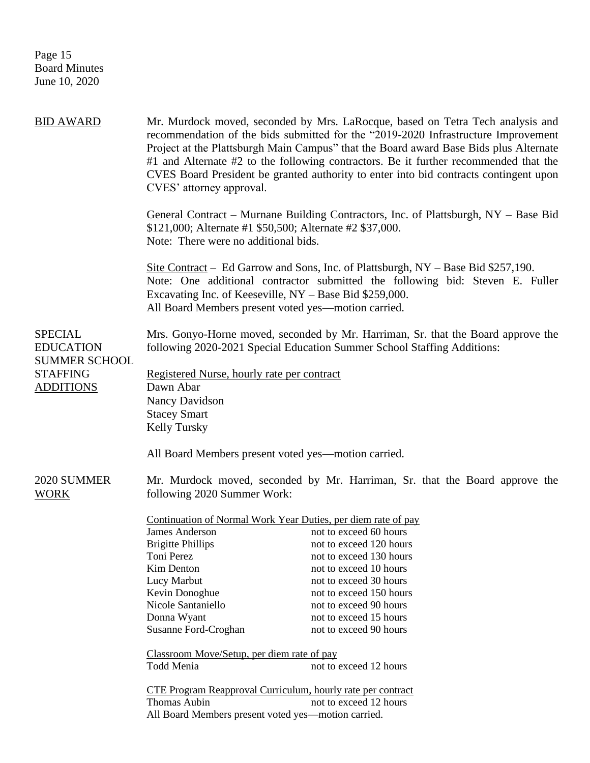**BID AWARD**

Mr. Murdock moved, seconded by Mrs. LaRocque, based on Tetra Tech analysis and recommendation of the bids submitted for the "2019-2020 Infrastructure Improvement Project at the Plattsburgh Main Campus" that the Board award Base Bids plus Alternate #1 and Alternate #2 to the following contractors. Be it further recommended that the CVES Board President be granted authority to enter into bid contracts contingent upon CVES' attorney approval.

General Contract – Murnane Building Contractors, Inc. of Plattsburgh, NY – Base Bid $121,000; Alternate #1 $50,500; Alternate #2 $37,000.
Note: There were no additional bids.

Site Contract – Ed Garrow and Sons, Inc. of Plattsburgh, NY – Base Bid $257,190.
Note: One additional contractor submitted the following bid: Steven E. Fuller Excavating Inc. of Keeseville, NY – Base Bid $259,000.
All Board Members present voted yes—motion carried.

**SPECIAL EDUCATION SUMMER SCHOOL STAFFING ADDITIONS**

Mrs. Gonyo-Horne moved, seconded by Mr. Harriman, Sr. that the Board approve the following 2020-2021 Special Education Summer School Staffing Additions:

Registered Nurse, hourly rate per contract
Dawn Abar
Nancy Davidson
Stacey Smart
Kelly Tursky

All Board Members present voted yes—motion carried.

**2020 SUMMER WORK**

Mr. Murdock moved, seconded by Mr. Harriman, Sr. that the Board approve the following 2020 Summer Work:

Continuation of Normal Work Year Duties, per diem rate of pay

| | |
|---|---|
| James Anderson | not to exceed 60 hours |
| Brigitte Phillips | not to exceed 120 hours |
| Toni Perez | not to exceed 130 hours |
| Kim Denton | not to exceed 10 hours |
| Lucy Marbut | not to exceed 30 hours |
| Kevin Donoghue | not to exceed 150 hours |
| Nicole Santaniello | not to exceed 90 hours |
| Donna Wyant | not to exceed 15 hours |
| Susanne Ford-Croghan | not to exceed 90 hours |

Classroom Move/Setup, per diem rate of pay

| | |
|---|---|
| Todd Menia | not to exceed 12 hours |

CTE Program Reapproval Curriculum, hourly rate per contract

| | |
|---|---|
| Thomas Aubin | not to exceed 12 hours |

All Board Members present voted yes—motion carried.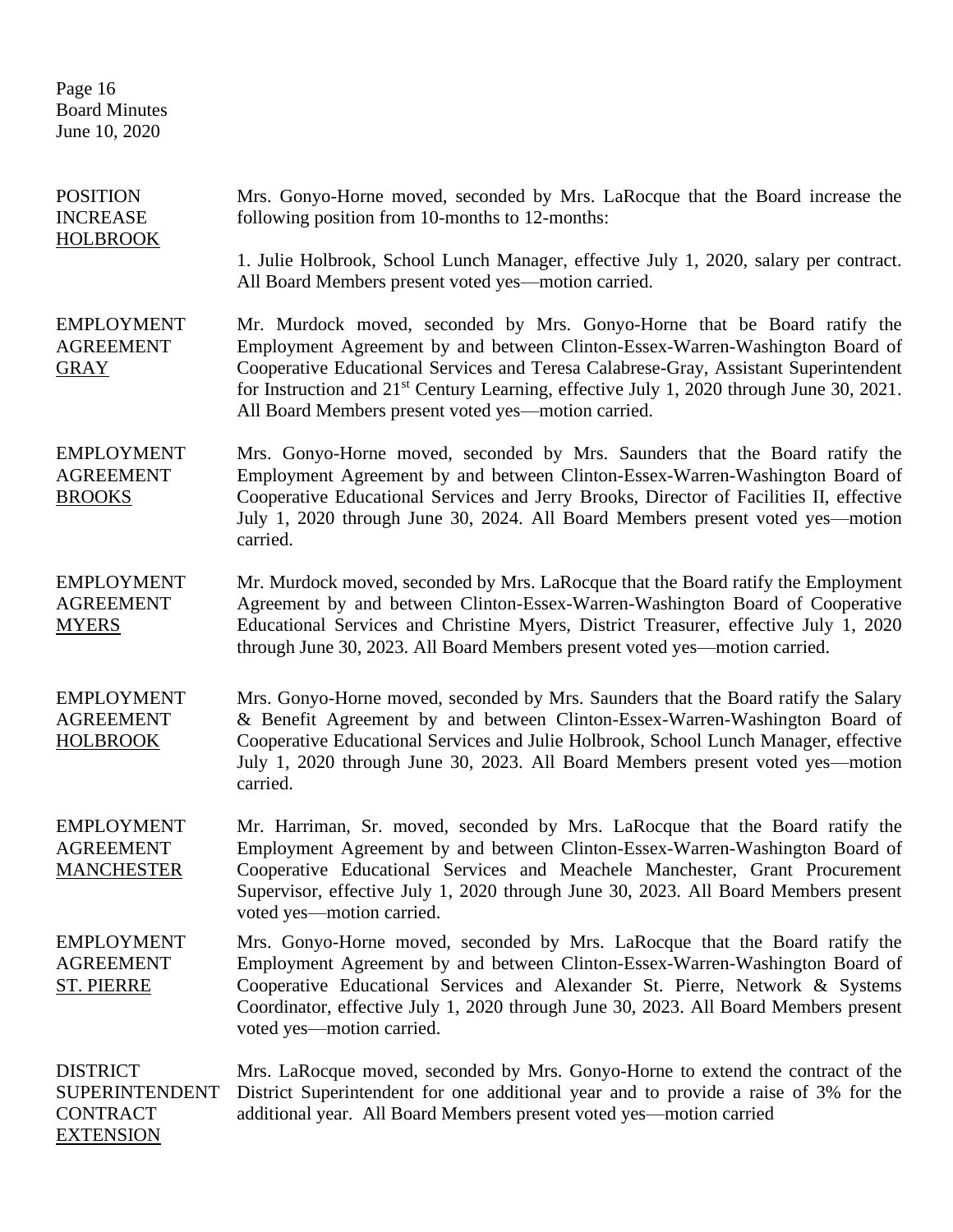**POSITION INCREASE HOLBROOK**

Mrs. Gonyo-Horne moved, seconded by Mrs. LaRocque that the Board increase the following position from 10-months to 12-months:

1. Julie Holbrook, School Lunch Manager, effective July 1, 2020, salary per contract. All Board Members present voted yes—motion carried.

**EMPLOYMENT AGREEMENT GRAY**

Mr. Murdock moved, seconded by Mrs. Gonyo-Horne that be Board ratify the Employment Agreement by and between Clinton-Essex-Warren-Washington Board of Cooperative Educational Services and Teresa Calabrese-Gray, Assistant Superintendent for Instruction and 21st Century Learning, effective July 1, 2020 through June 30, 2021. All Board Members present voted yes—motion carried.

**EMPLOYMENT AGREEMENT BROOKS**

Mrs. Gonyo-Horne moved, seconded by Mrs. Saunders that the Board ratify the Employment Agreement by and between Clinton-Essex-Warren-Washington Board of Cooperative Educational Services and Jerry Brooks, Director of Facilities II, effective July 1, 2020 through June 30, 2024. All Board Members present voted yes—motion carried.

**EMPLOYMENT AGREEMENT MYERS**

Mr. Murdock moved, seconded by Mrs. LaRocque that the Board ratify the Employment Agreement by and between Clinton-Essex-Warren-Washington Board of Cooperative Educational Services and Christine Myers, District Treasurer, effective July 1, 2020 through June 30, 2023. All Board Members present voted yes—motion carried.

**EMPLOYMENT AGREEMENT HOLBROOK**

Mrs. Gonyo-Horne moved, seconded by Mrs. Saunders that the Board ratify the Salary & Benefit Agreement by and between Clinton-Essex-Warren-Washington Board of Cooperative Educational Services and Julie Holbrook, School Lunch Manager, effective July 1, 2020 through June 30, 2023. All Board Members present voted yes—motion carried.

**EMPLOYMENT AGREEMENT MANCHESTER**

Mr. Harriman, Sr. moved, seconded by Mrs. LaRocque that the Board ratify the Employment Agreement by and between Clinton-Essex-Warren-Washington Board of Cooperative Educational Services and Meachele Manchester, Grant Procurement Supervisor, effective July 1, 2020 through June 30, 2023. All Board Members present voted yes—motion carried.

**EMPLOYMENT AGREEMENT ST. PIERRE**

Mrs. Gonyo-Horne moved, seconded by Mrs. LaRocque that the Board ratify the Employment Agreement by and between Clinton-Essex-Warren-Washington Board of Cooperative Educational Services and Alexander St. Pierre, Network & Systems Coordinator, effective July 1, 2020 through June 30, 2023. All Board Members present voted yes—motion carried.

**DISTRICT SUPERINTENDENT CONTRACT EXTENSION**

Mrs. LaRocque moved, seconded by Mrs. Gonyo-Horne to extend the contract of the District Superintendent for one additional year and to provide a raise of 3% for the additional year. All Board Members present voted yes—motion carried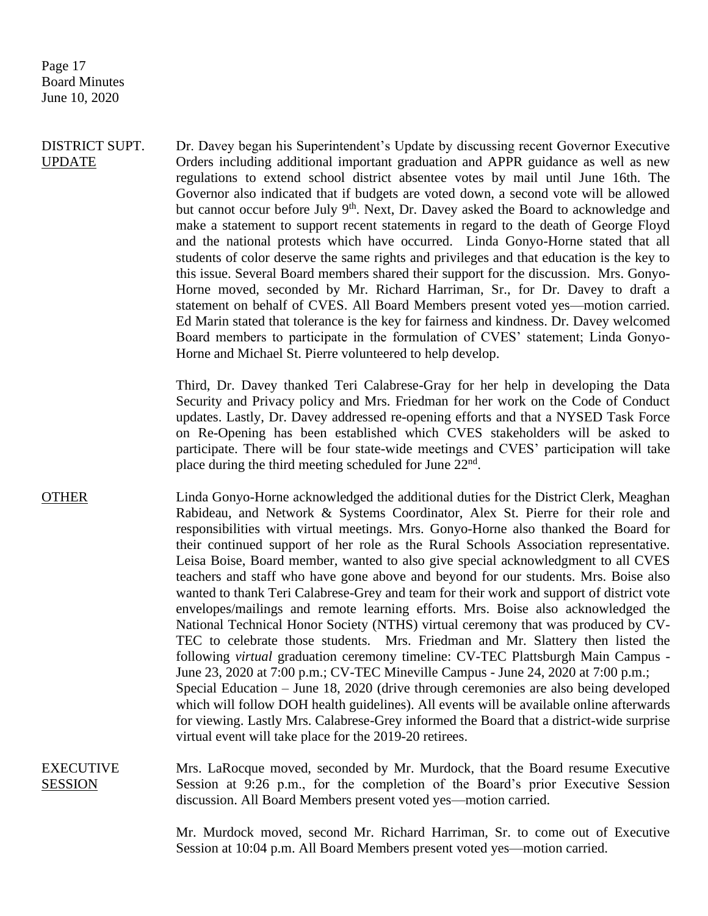DISTRICT SUPT. UPDATE

Dr. Davey began his Superintendent's Update by discussing recent Governor Executive Orders including additional important graduation and APPR guidance as well as new regulations to extend school district absentee votes by mail until June 16th. The Governor also indicated that if budgets are voted down, a second vote will be allowed but cannot occur before July 9th. Next, Dr. Davey asked the Board to acknowledge and make a statement to support recent statements in regard to the death of George Floyd and the national protests which have occurred. Linda Gonyo-Horne stated that all students of color deserve the same rights and privileges and that education is the key to this issue. Several Board members shared their support for the discussion. Mrs. Gonyo-Horne moved, seconded by Mr. Richard Harriman, Sr., for Dr. Davey to draft a statement on behalf of CVES. All Board Members present voted yes—motion carried. Ed Marin stated that tolerance is the key for fairness and kindness. Dr. Davey welcomed Board members to participate in the formulation of CVES' statement; Linda Gonyo-Horne and Michael St. Pierre volunteered to help develop.

Third, Dr. Davey thanked Teri Calabrese-Gray for her help in developing the Data Security and Privacy policy and Mrs. Friedman for her work on the Code of Conduct updates. Lastly, Dr. Davey addressed re-opening efforts and that a NYSED Task Force on Re-Opening has been established which CVES stakeholders will be asked to participate. There will be four state-wide meetings and CVES' participation will take place during the third meeting scheduled for June 22nd.

OTHER

Linda Gonyo-Horne acknowledged the additional duties for the District Clerk, Meaghan Rabideau, and Network & Systems Coordinator, Alex St. Pierre for their role and responsibilities with virtual meetings. Mrs. Gonyo-Horne also thanked the Board for their continued support of her role as the Rural Schools Association representative. Leisa Boise, Board member, wanted to also give special acknowledgment to all CVES teachers and staff who have gone above and beyond for our students. Mrs. Boise also wanted to thank Teri Calabrese-Grey and team for their work and support of district vote envelopes/mailings and remote learning efforts. Mrs. Boise also acknowledged the National Technical Honor Society (NTHS) virtual ceremony that was produced by CV-TEC to celebrate those students. Mrs. Friedman and Mr. Slattery then listed the following *virtual* graduation ceremony timeline: CV-TEC Plattsburgh Main Campus - June 23, 2020 at 7:00 p.m.; CV-TEC Mineville Campus - June 24, 2020 at 7:00 p.m.; Special Education – June 18, 2020 (drive through ceremonies are also being developed which will follow DOH health guidelines). All events will be available online afterwards for viewing. Lastly Mrs. Calabrese-Grey informed the Board that a district-wide surprise virtual event will take place for the 2019-20 retirees.

EXECUTIVE SESSION

Mrs. LaRocque moved, seconded by Mr. Murdock, that the Board resume Executive Session at 9:26 p.m., for the completion of the Board's prior Executive Session discussion. All Board Members present voted yes—motion carried.

Mr. Murdock moved, second Mr. Richard Harriman, Sr. to come out of Executive Session at 10:04 p.m. All Board Members present voted yes—motion carried.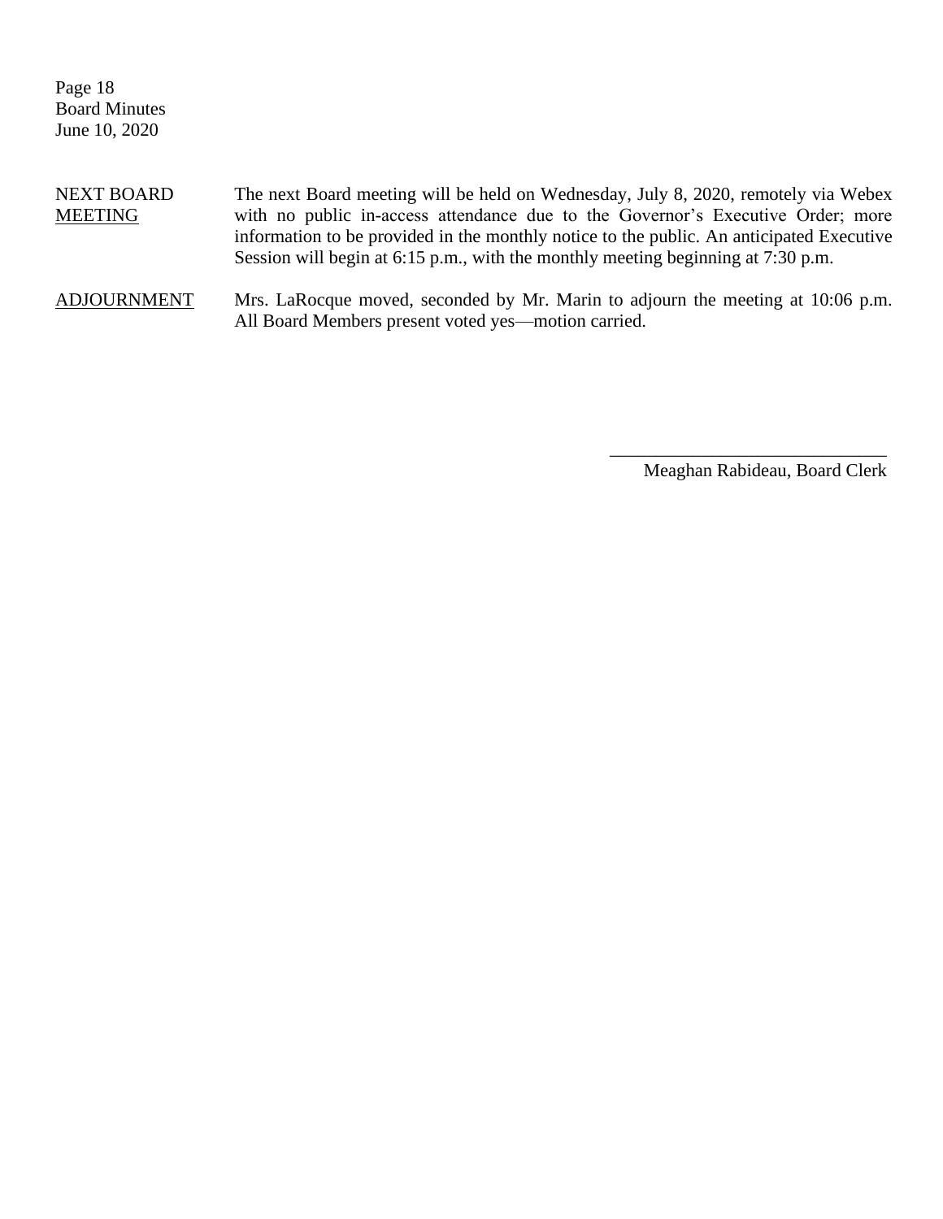**NEXT BOARD MEETING**

The next Board meeting will be held on Wednesday, July 8, 2020, remotely via Webex with no public in-access attendance due to the Governor's Executive Order; more information to be provided in the monthly notice to the public. An anticipated Executive Session will begin at 6:15 p.m., with the monthly meeting beginning at 7:30 p.m.

**ADJOURNMENT**

Mrs. LaRocque moved, seconded by Mr. Marin to adjourn the meeting at 10:06 p.m. All Board Members present voted yes—motion carried.

\_\_\_\_\_\_\_\_\_\_\_\_\_\_\_\_\_\_\_\_\_\_\_\_\_\_\_\_\_\_

Meaghan Rabideau, Board Clerk